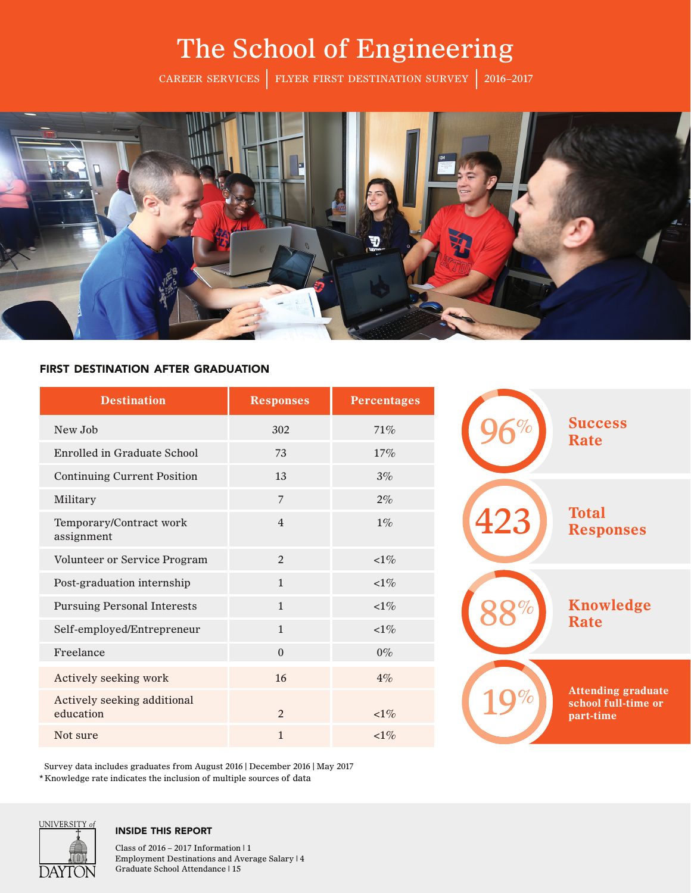# The School of Engineering

CAREER SERVICES | FLYER FIRST DESTINATION SURVEY | 2016–2017

## FIRST DESTINATION AFTER GRADUATION

| Destination | Responses | Percentages |
|---|---|---|
| New Job | 302 | 71% |
| Enrolled in Graduate School | 73 | 17% |
| Continuing Current Position | 13 | 3% |
| Military | 7 | 2% |
| Temporary/Contract work assignment | 4 | 1% |
| Volunteer or Service Program | 2 | <1% |
| Post-graduation internship | 1 | <1% |
| Pursuing Personal Interests | 1 | <1% |
| Self-employed/Entrepreneur | 1 | <1% |
| Freelance | 0 | 0% |
| Actively seeking work | 16 | 4% |
| Actively seeking additional education | 2 | <1% |
| Not sure | 1 | <1% |

**96%** Success Rate

**423** Total Responses

**88%** Knowledge Rate

**19%** Attending graduate school full-time or part-time

Survey data includes graduates from August 2016 | December 2016 | May 2017

*Knowledge rate indicates the inclusion of multiple sources of data

UNIVERSITY of DAYTON

### INSIDE THIS REPORT

Class of 2016 – 2017 Information | 1
Employment Destinations and Average Salary | 4
Graduate School Attendance | 15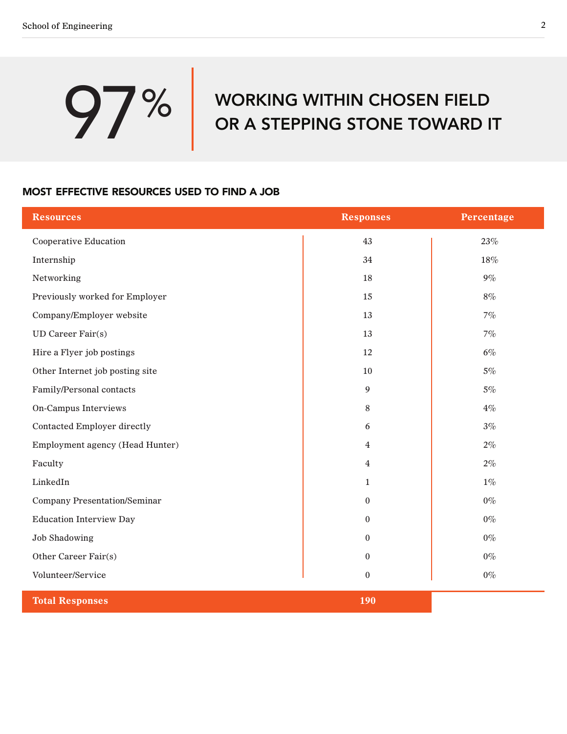# 97% WORKING WITHIN CHOSEN FIELD OR A STEPPING STONE TOWARD IT

## MOST EFFECTIVE RESOURCES USED TO FIND A JOB

| Resources | Responses | Percentage |
|---|---|---|
| Cooperative Education | 43 | 23% |
| Internship | 34 | 18% |
| Networking | 18 | 9% |
| Previously worked for Employer | 15 | 8% |
| Company/Employer website | 13 | 7% |
| UD Career Fair(s) | 13 | 7% |
| Hire a Flyer job postings | 12 | 6% |
| Other Internet job posting site | 10 | 5% |
| Family/Personal contacts | 9 | 5% |
| On-Campus Interviews | 8 | 4% |
| Contacted Employer directly | 6 | 3% |
| Employment agency (Head Hunter) | 4 | 2% |
| Faculty | 4 | 2% |
| LinkedIn | 1 | 1% |
| Company Presentation/Seminar | 0 | 0% |
| Education Interview Day | 0 | 0% |
| Job Shadowing | 0 | 0% |
| Other Career Fair(s) | 0 | 0% |
| Volunteer/Service | 0 | 0% |
| **Total Responses** | **190** | |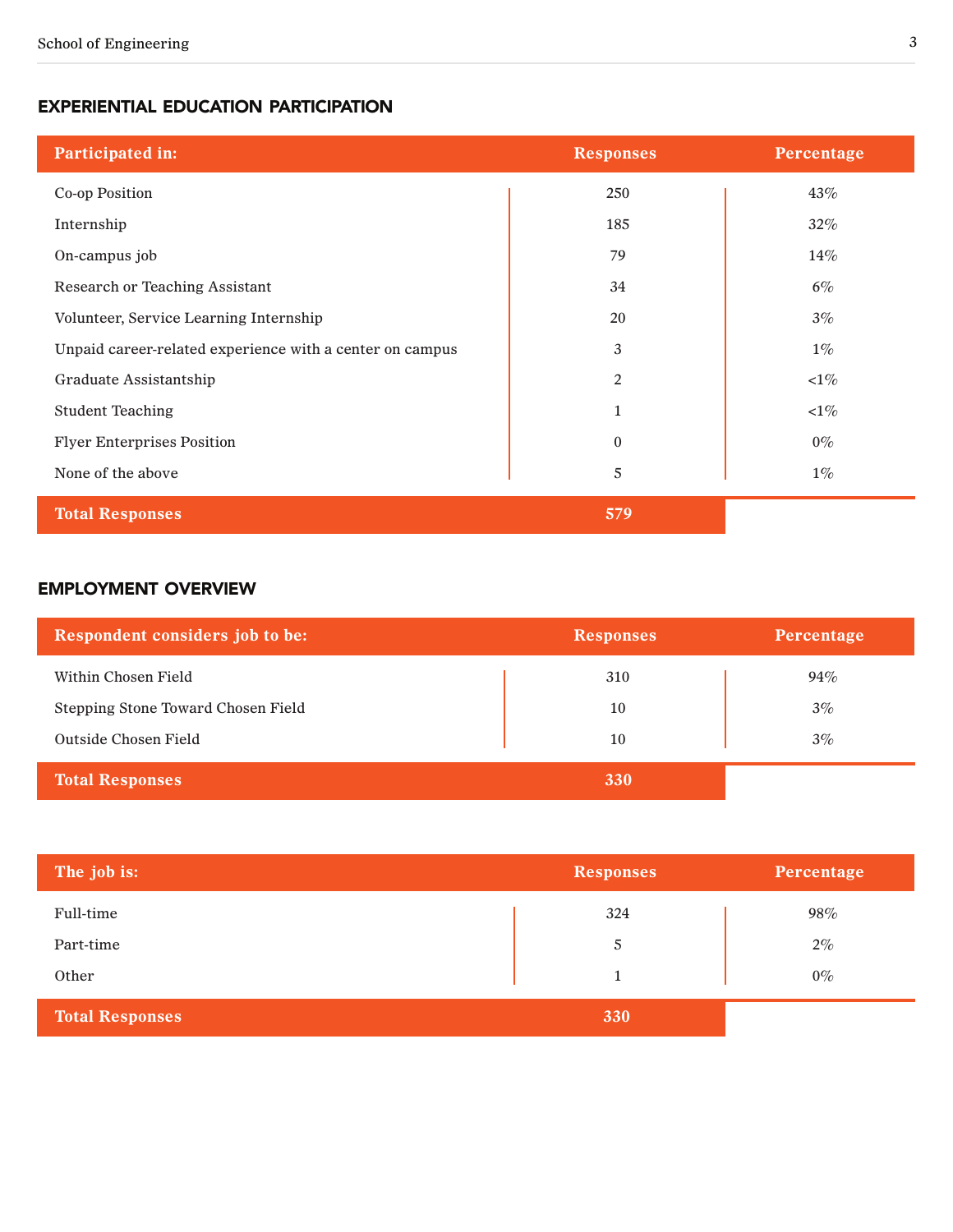## EXPERIENTIAL EDUCATION PARTICIPATION

| Participated in: | Responses | Percentage |
|---|---|---|
| Co-op Position | 250 | 43% |
| Internship | 185 | 32% |
| On-campus job | 79 | 14% |
| Research or Teaching Assistant | 34 | 6% |
| Volunteer, Service Learning Internship | 20 | 3% |
| Unpaid career-related experience with a center on campus | 3 | 1% |
| Graduate Assistantship | 2 | <1% |
| Student Teaching | 1 | <1% |
| Flyer Enterprises Position | 0 | 0% |
| None of the above | 5 | 1% |
| **Total Responses** | **579** | |

## EMPLOYMENT OVERVIEW

| Respondent considers job to be: | Responses | Percentage |
|---|---|---|
| Within Chosen Field | 310 | 94% |
| Stepping Stone Toward Chosen Field | 10 | 3% |
| Outside Chosen Field | 10 | 3% |
| **Total Responses** | **330** | |

| The job is: | Responses | Percentage |
|---|---|---|
| Full-time | 324 | 98% |
| Part-time | 5 | 2% |
| Other | 1 | 0% |
| **Total Responses** | **330** | |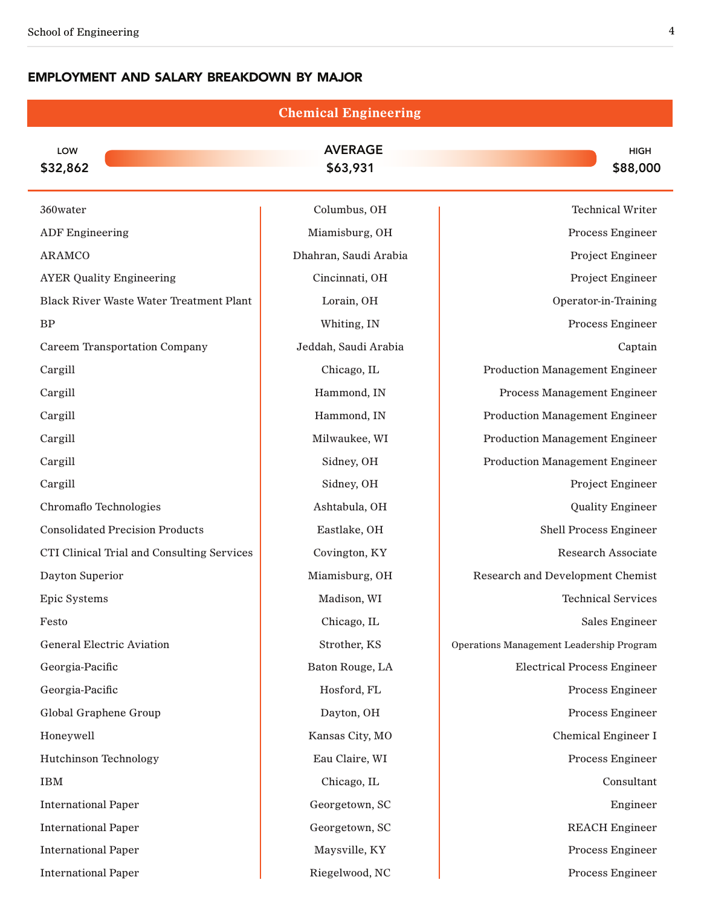## EMPLOYMENT AND SALARY BREAKDOWN BY MAJOR

### Chemical Engineering

| LOW | AVERAGE | HIGH |
| --- | --- | --- |
| $32,862 | $63,931 | $88,000 |

| Company | Location | Position |
| --- | --- | --- |
| 360water | Columbus, OH | Technical Writer |
| ADF Engineering | Miamisburg, OH | Process Engineer |
| ARAMCO | Dhahran, Saudi Arabia | Project Engineer |
| AYER Quality Engineering | Cincinnati, OH | Project Engineer |
| Black River Waste Water Treatment Plant | Lorain, OH | Operator-in-Training |
| BP | Whiting, IN | Process Engineer |
| Careem Transportation Company | Jeddah, Saudi Arabia | Captain |
| Cargill | Chicago, IL | Production Management Engineer |
| Cargill | Hammond, IN | Process Management Engineer |
| Cargill | Hammond, IN | Production Management Engineer |
| Cargill | Milwaukee, WI | Production Management Engineer |
| Cargill | Sidney, OH | Production Management Engineer |
| Cargill | Sidney, OH | Project Engineer |
| Chromaflo Technologies | Ashtabula, OH | Quality Engineer |
| Consolidated Precision Products | Eastlake, OH | Shell Process Engineer |
| CTI Clinical Trial and Consulting Services | Covington, KY | Research Associate |
| Dayton Superior | Miamisburg, OH | Research and Development Chemist |
| Epic Systems | Madison, WI | Technical Services |
| Festo | Chicago, IL | Sales Engineer |
| General Electric Aviation | Strother, KS | Operations Management Leadership Program |
| Georgia-Pacific | Baton Rouge, LA | Electrical Process Engineer |
| Georgia-Pacific | Hosford, FL | Process Engineer |
| Global Graphene Group | Dayton, OH | Process Engineer |
| Honeywell | Kansas City, MO | Chemical Engineer I |
| Hutchinson Technology | Eau Claire, WI | Process Engineer |
| IBM | Chicago, IL | Consultant |
| International Paper | Georgetown, SC | Engineer |
| International Paper | Georgetown, SC | REACH Engineer |
| International Paper | Maysville, KY | Process Engineer |
| International Paper | Riegelwood, NC | Process Engineer |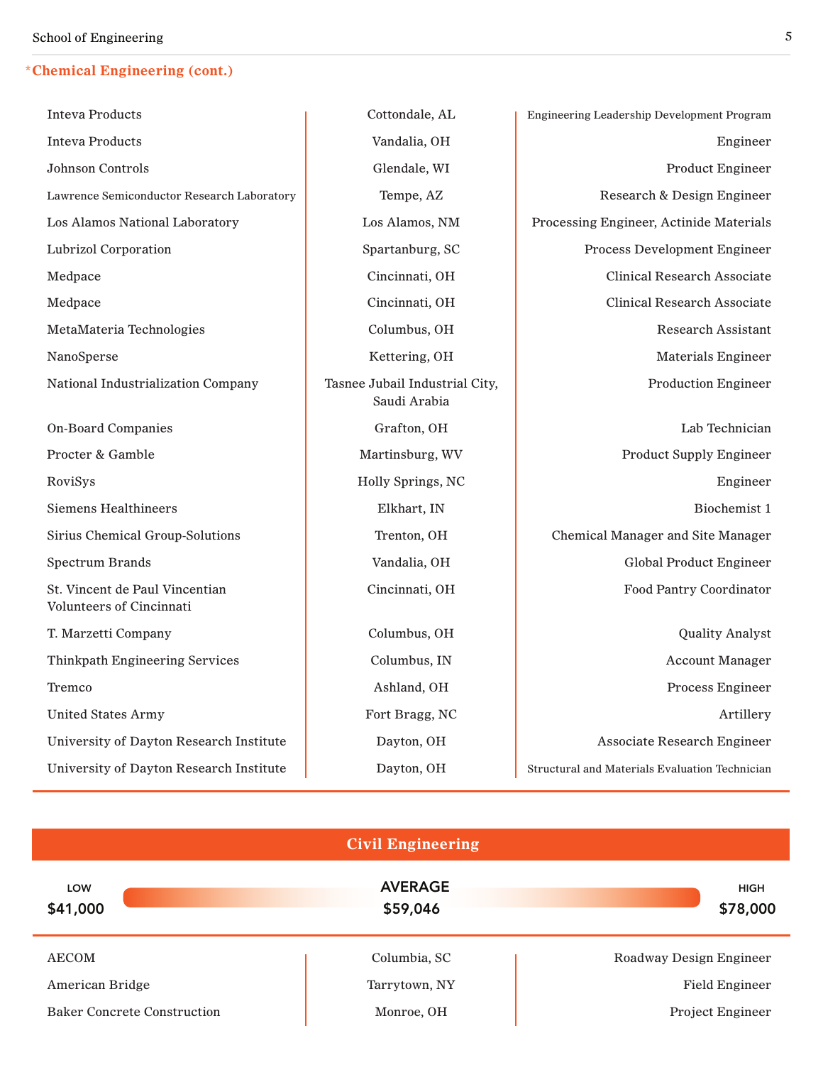## *Chemical Engineering (cont.)

| Employer | Location | Position |
|---|---|---|
| Inteva Products | Cottondale, AL | Engineering Leadership Development Program |
| Inteva Products | Vandalia, OH | Engineer |
| Johnson Controls | Glendale, WI | Product Engineer |
| Lawrence Semiconductor Research Laboratory | Tempe, AZ | Research & Design Engineer |
| Los Alamos National Laboratory | Los Alamos, NM | Processing Engineer, Actinide Materials |
| Lubrizol Corporation | Spartanburg, SC | Process Development Engineer |
| Medpace | Cincinnati, OH | Clinical Research Associate |
| Medpace | Cincinnati, OH | Clinical Research Associate |
| MetaMateria Technologies | Columbus, OH | Research Assistant |
| NanoSperse | Kettering, OH | Materials Engineer |
| National Industrialization Company | Tasnee Jubail Industrial City, Saudi Arabia | Production Engineer |
| On-Board Companies | Grafton, OH | Lab Technician |
| Procter & Gamble | Martinsburg, WV | Product Supply Engineer |
| RoviSys | Holly Springs, NC | Engineer |
| Siemens Healthineers | Elkhart, IN | Biochemist 1 |
| Sirius Chemical Group-Solutions | Trenton, OH | Chemical Manager and Site Manager |
| Spectrum Brands | Vandalia, OH | Global Product Engineer |
| St. Vincent de Paul Vincentian Volunteers of Cincinnati | Cincinnati, OH | Food Pantry Coordinator |
| T. Marzetti Company | Columbus, OH | Quality Analyst |
| Thinkpath Engineering Services | Columbus, IN | Account Manager |
| Tremco | Ashland, OH | Process Engineer |
| United States Army | Fort Bragg, NC | Artillery |
| University of Dayton Research Institute | Dayton, OH | Associate Research Engineer |
| University of Dayton Research Institute | Dayton, OH | Structural and Materials Evaluation Technician |

## Civil Engineering

| LOW | AVERAGE | HIGH |
|---|---|---|
| $41,000 | $59,046 | $78,000 |

| Employer | Location | Position |
|---|---|---|
| AECOM | Columbia, SC | Roadway Design Engineer |
| American Bridge | Tarrytown, NY | Field Engineer |
| Baker Concrete Construction | Monroe, OH | Project Engineer |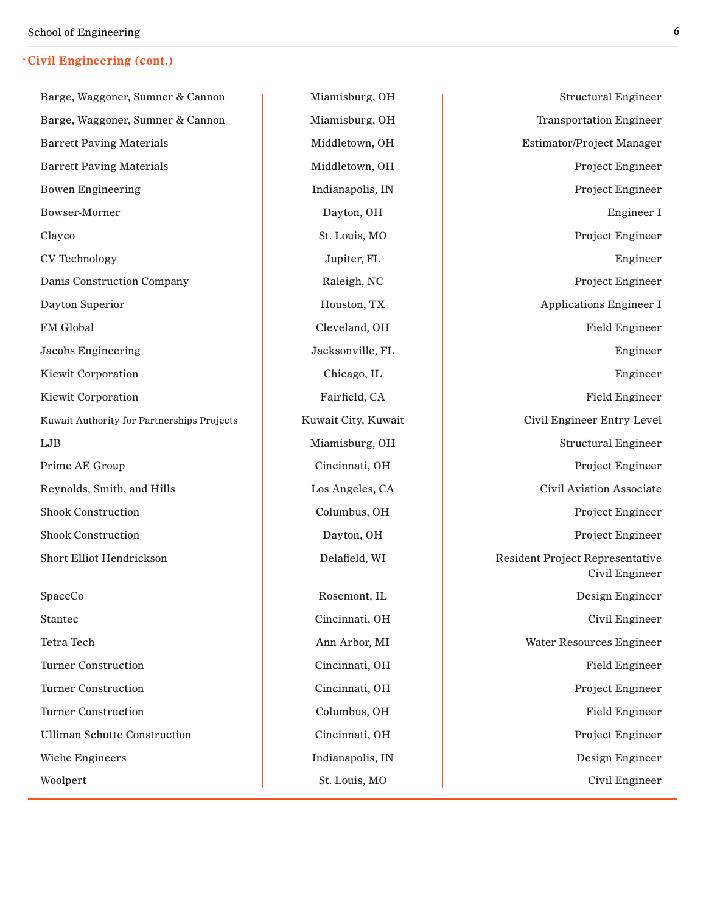## *Civil Engineering (cont.)

| Employer | Location | Position |
|---|---|---|
| Barge, Waggoner, Sumner & Cannon | Miamisburg, OH | Structural Engineer |
| Barge, Waggoner, Sumner & Cannon | Miamisburg, OH | Transportation Engineer |
| Barrett Paving Materials | Middletown, OH | Estimator/Project Manager |
| Barrett Paving Materials | Middletown, OH | Project Engineer |
| Bowen Engineering | Indianapolis, IN | Project Engineer |
| Bowser-Morner | Dayton, OH | Engineer I |
| Clayco | St. Louis, MO | Project Engineer |
| CV Technology | Jupiter, FL | Engineer |
| Danis Construction Company | Raleigh, NC | Project Engineer |
| Dayton Superior | Houston, TX | Applications Engineer I |
| FM Global | Cleveland, OH | Field Engineer |
| Jacobs Engineering | Jacksonville, FL | Engineer |
| Kiewit Corporation | Chicago, IL | Engineer |
| Kiewit Corporation | Fairfield, CA | Field Engineer |
| Kuwait Authority for Partnerships Projects | Kuwait City, Kuwait | Civil Engineer Entry-Level |
| LJB | Miamisburg, OH | Structural Engineer |
| Prime AE Group | Cincinnati, OH | Project Engineer |
| Reynolds, Smith, and Hills | Los Angeles, CA | Civil Aviation Associate |
| Shook Construction | Columbus, OH | Project Engineer |
| Shook Construction | Dayton, OH | Project Engineer |
| Short Elliot Hendrickson | Delafield, WI | Resident Project Representative Civil Engineer |
| SpaceCo | Rosemont, IL | Design Engineer |
| Stantec | Cincinnati, OH | Civil Engineer |
| Tetra Tech | Ann Arbor, MI | Water Resources Engineer |
| Turner Construction | Cincinnati, OH | Field Engineer |
| Turner Construction | Cincinnati, OH | Project Engineer |
| Turner Construction | Columbus, OH | Field Engineer |
| Ulliman Schutte Construction | Cincinnati, OH | Project Engineer |
| Wiehe Engineers | Indianapolis, IN | Design Engineer |
| Woolpert | St. Louis, MO | Civil Engineer |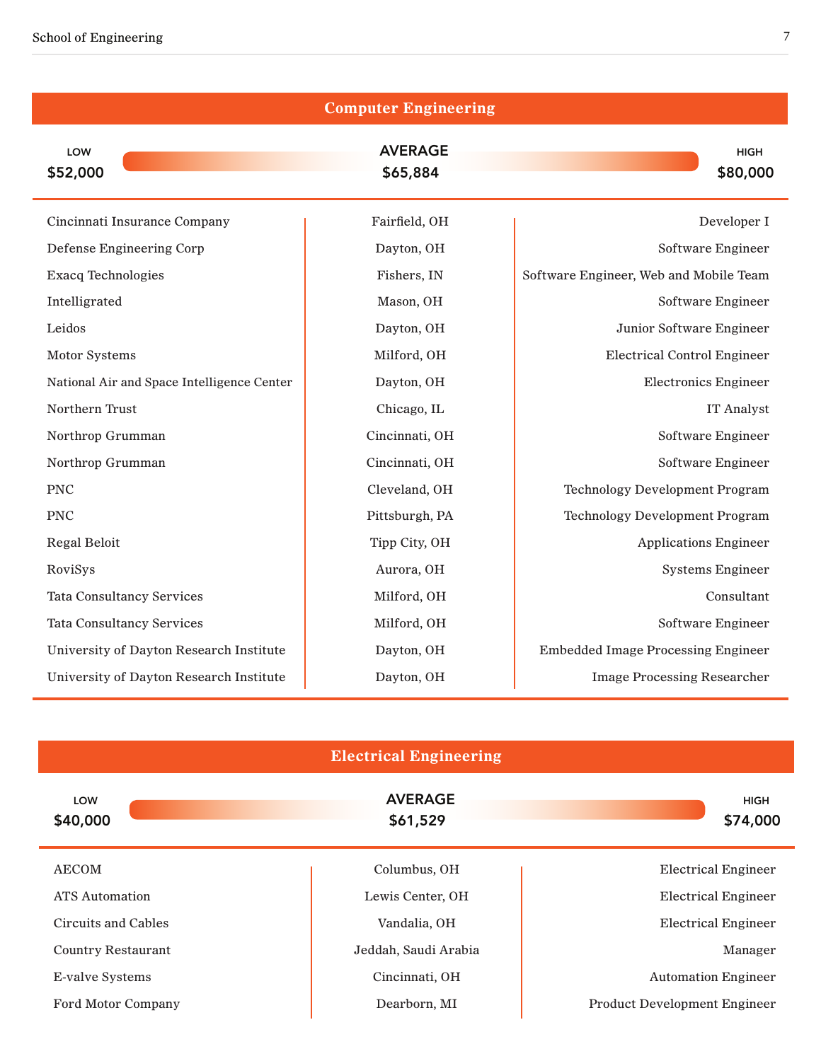## Computer Engineering

| LOW | AVERAGE | HIGH |
| --- | --- | --- |
| $52,000 | $65,884 | $80,000 |

| | | |
| --- | --- | --- |
| Cincinnati Insurance Company | Fairfield, OH | Developer I |
| Defense Engineering Corp | Dayton, OH | Software Engineer |
| Exacq Technologies | Fishers, IN | Software Engineer, Web and Mobile Team |
| Intelligrated | Mason, OH | Software Engineer |
| Leidos | Dayton, OH | Junior Software Engineer |
| Motor Systems | Milford, OH | Electrical Control Engineer |
| National Air and Space Intelligence Center | Dayton, OH | Electronics Engineer |
| Northern Trust | Chicago, IL | IT Analyst |
| Northrop Grumman | Cincinnati, OH | Software Engineer |
| Northrop Grumman | Cincinnati, OH | Software Engineer |
| PNC | Cleveland, OH | Technology Development Program |
| PNC | Pittsburgh, PA | Technology Development Program |
| Regal Beloit | Tipp City, OH | Applications Engineer |
| RoviSys | Aurora, OH | Systems Engineer |
| Tata Consultancy Services | Milford, OH | Consultant |
| Tata Consultancy Services | Milford, OH | Software Engineer |
| University of Dayton Research Institute | Dayton, OH | Embedded Image Processing Engineer |
| University of Dayton Research Institute | Dayton, OH | Image Processing Researcher |

## Electrical Engineering

| LOW | AVERAGE | HIGH |
| --- | --- | --- |
| $40,000 | $61,529 | $74,000 |

| | | |
| --- | --- | --- |
| AECOM | Columbus, OH | Electrical Engineer |
| ATS Automation | Lewis Center, OH | Electrical Engineer |
| Circuits and Cables | Vandalia, OH | Electrical Engineer |
| Country Restaurant | Jeddah, Saudi Arabia | Manager |
| E-valve Systems | Cincinnati, OH | Automation Engineer |
| Ford Motor Company | Dearborn, MI | Product Development Engineer |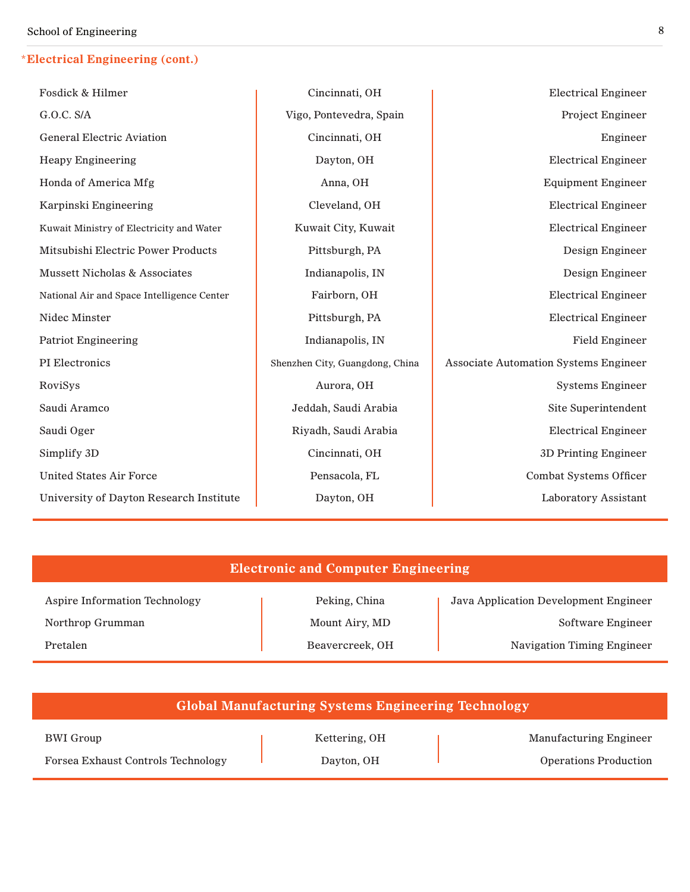## *Electrical Engineering (cont.)

| | | |
|---|---|---|
| Fosdick & Hilmer | Cincinnati, OH | Electrical Engineer |
| G.O.C. S/A | Vigo, Pontevedra, Spain | Project Engineer |
| General Electric Aviation | Cincinnati, OH | Engineer |
| Heapy Engineering | Dayton, OH | Electrical Engineer |
| Honda of America Mfg | Anna, OH | Equipment Engineer |
| Karpinski Engineering | Cleveland, OH | Electrical Engineer |
| Kuwait Ministry of Electricity and Water | Kuwait City, Kuwait | Electrical Engineer |
| Mitsubishi Electric Power Products | Pittsburgh, PA | Design Engineer |
| Mussett Nicholas & Associates | Indianapolis, IN | Design Engineer |
| National Air and Space Intelligence Center | Fairborn, OH | Electrical Engineer |
| Nidec Minster | Pittsburgh, PA | Electrical Engineer |
| Patriot Engineering | Indianapolis, IN | Field Engineer |
| PI Electronics | Shenzhen City, Guangdong, China | Associate Automation Systems Engineer |
| RoviSys | Aurora, OH | Systems Engineer |
| Saudi Aramco | Jeddah, Saudi Arabia | Site Superintendent |
| Saudi Oger | Riyadh, Saudi Arabia | Electrical Engineer |
| Simplify 3D | Cincinnati, OH | 3D Printing Engineer |
| United States Air Force | Pensacola, FL | Combat Systems Officer |
| University of Dayton Research Institute | Dayton, OH | Laboratory Assistant |

## Electronic and Computer Engineering

| | | |
|---|---|---|
| Aspire Information Technology | Peking, China | Java Application Development Engineer |
| Northrop Grumman | Mount Airy, MD | Software Engineer |
| Pretalen | Beavercreek, OH | Navigation Timing Engineer |

## Global Manufacturing Systems Engineering Technology

| | | |
|---|---|---|
| BWI Group | Kettering, OH | Manufacturing Engineer |
| Forsea Exhaust Controls Technology | Dayton, OH | Operations Production |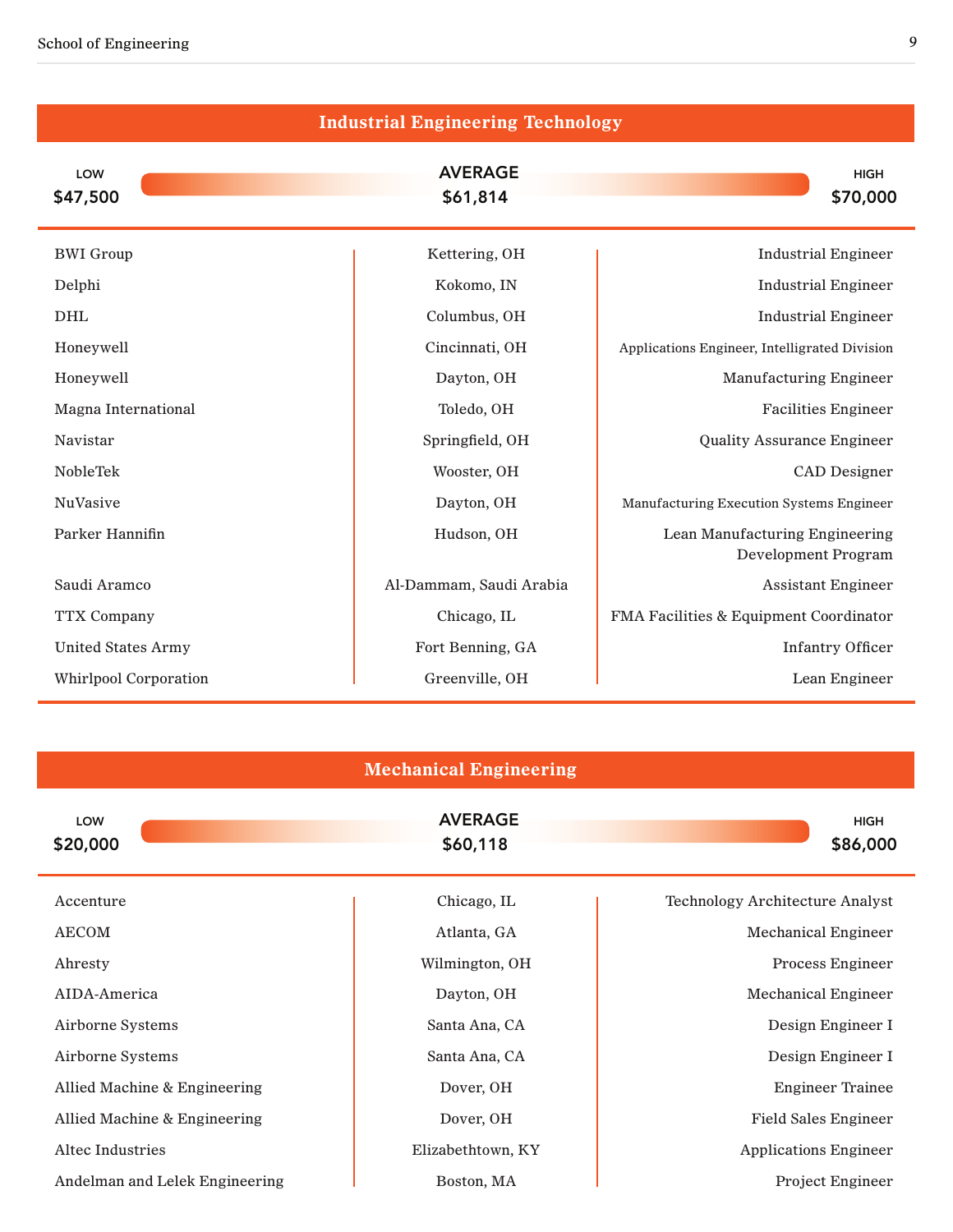## Industrial Engineering Technology

| LOW | AVERAGE | HIGH |
|---|---|---|
| $47,500 | $61,814 | $70,000 |

| Employer | Location | Position |
|---|---|---|
| BWI Group | Kettering, OH | Industrial Engineer |
| Delphi | Kokomo, IN | Industrial Engineer |
| DHL | Columbus, OH | Industrial Engineer |
| Honeywell | Cincinnati, OH | Applications Engineer, Intelligrated Division |
| Honeywell | Dayton, OH | Manufacturing Engineer |
| Magna International | Toledo, OH | Facilities Engineer |
| Navistar | Springfield, OH | Quality Assurance Engineer |
| NobleTek | Wooster, OH | CAD Designer |
| NuVasive | Dayton, OH | Manufacturing Execution Systems Engineer |
| Parker Hannifin | Hudson, OH | Lean Manufacturing Engineering Development Program |
| Saudi Aramco | Al-Dammam, Saudi Arabia | Assistant Engineer |
| TTX Company | Chicago, IL | FMA Facilities & Equipment Coordinator |
| United States Army | Fort Benning, GA | Infantry Officer |
| Whirlpool Corporation | Greenville, OH | Lean Engineer |

## Mechanical Engineering

| LOW | AVERAGE | HIGH |
|---|---|---|
| $20,000 | $60,118 | $86,000 |

| Employer | Location | Position |
|---|---|---|
| Accenture | Chicago, IL | Technology Architecture Analyst |
| AECOM | Atlanta, GA | Mechanical Engineer |
| Ahresty | Wilmington, OH | Process Engineer |
| AIDA-America | Dayton, OH | Mechanical Engineer |
| Airborne Systems | Santa Ana, CA | Design Engineer I |
| Airborne Systems | Santa Ana, CA | Design Engineer I |
| Allied Machine & Engineering | Dover, OH | Engineer Trainee |
| Allied Machine & Engineering | Dover, OH | Field Sales Engineer |
| Altec Industries | Elizabethtown, KY | Applications Engineer |
| Andelman and Lelek Engineering | Boston, MA | Project Engineer |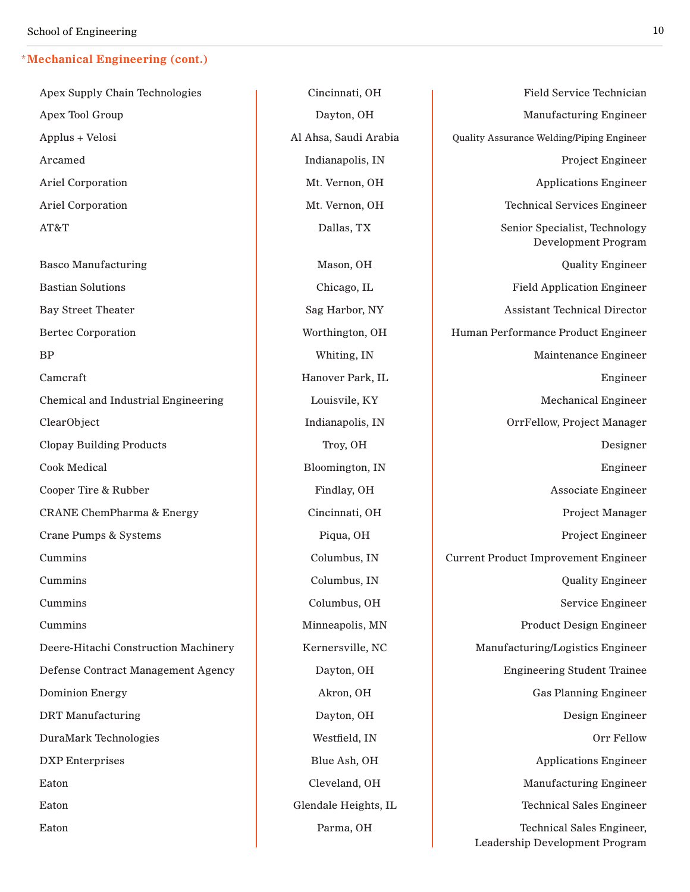## *Mechanical Engineering (cont.)

| Employer | Location | Position |
|---|---|---|
| Apex Supply Chain Technologies | Cincinnati, OH | Field Service Technician |
| Apex Tool Group | Dayton, OH | Manufacturing Engineer |
| Applus + Velosi | Al Ahsa, Saudi Arabia | Quality Assurance Welding/Piping Engineer |
| Arcamed | Indianapolis, IN | Project Engineer |
| Ariel Corporation | Mt. Vernon, OH | Applications Engineer |
| Ariel Corporation | Mt. Vernon, OH | Technical Services Engineer |
| AT&T | Dallas, TX | Senior Specialist, Technology Development Program |
| Basco Manufacturing | Mason, OH | Quality Engineer |
| Bastian Solutions | Chicago, IL | Field Application Engineer |
| Bay Street Theater | Sag Harbor, NY | Assistant Technical Director |
| Bertec Corporation | Worthington, OH | Human Performance Product Engineer |
| BP | Whiting, IN | Maintenance Engineer |
| Camcraft | Hanover Park, IL | Engineer |
| Chemical and Industrial Engineering | Louisvile, KY | Mechanical Engineer |
| ClearObject | Indianapolis, IN | OrrFellow, Project Manager |
| Clopay Building Products | Troy, OH | Designer |
| Cook Medical | Bloomington, IN | Engineer |
| Cooper Tire & Rubber | Findlay, OH | Associate Engineer |
| CRANE ChemPharma & Energy | Cincinnati, OH | Project Manager |
| Crane Pumps & Systems | Piqua, OH | Project Engineer |
| Cummins | Columbus, IN | Current Product Improvement Engineer |
| Cummins | Columbus, IN | Quality Engineer |
| Cummins | Columbus, OH | Service Engineer |
| Cummins | Minneapolis, MN | Product Design Engineer |
| Deere-Hitachi Construction Machinery | Kernersville, NC | Manufacturing/Logistics Engineer |
| Defense Contract Management Agency | Dayton, OH | Engineering Student Trainee |
| Dominion Energy | Akron, OH | Gas Planning Engineer |
| DRT Manufacturing | Dayton, OH | Design Engineer |
| DuraMark Technologies | Westfield, IN | Orr Fellow |
| DXP Enterprises | Blue Ash, OH | Applications Engineer |
| Eaton | Cleveland, OH | Manufacturing Engineer |
| Eaton | Glendale Heights, IL | Technical Sales Engineer |
| Eaton | Parma, OH | Technical Sales Engineer, Leadership Development Program |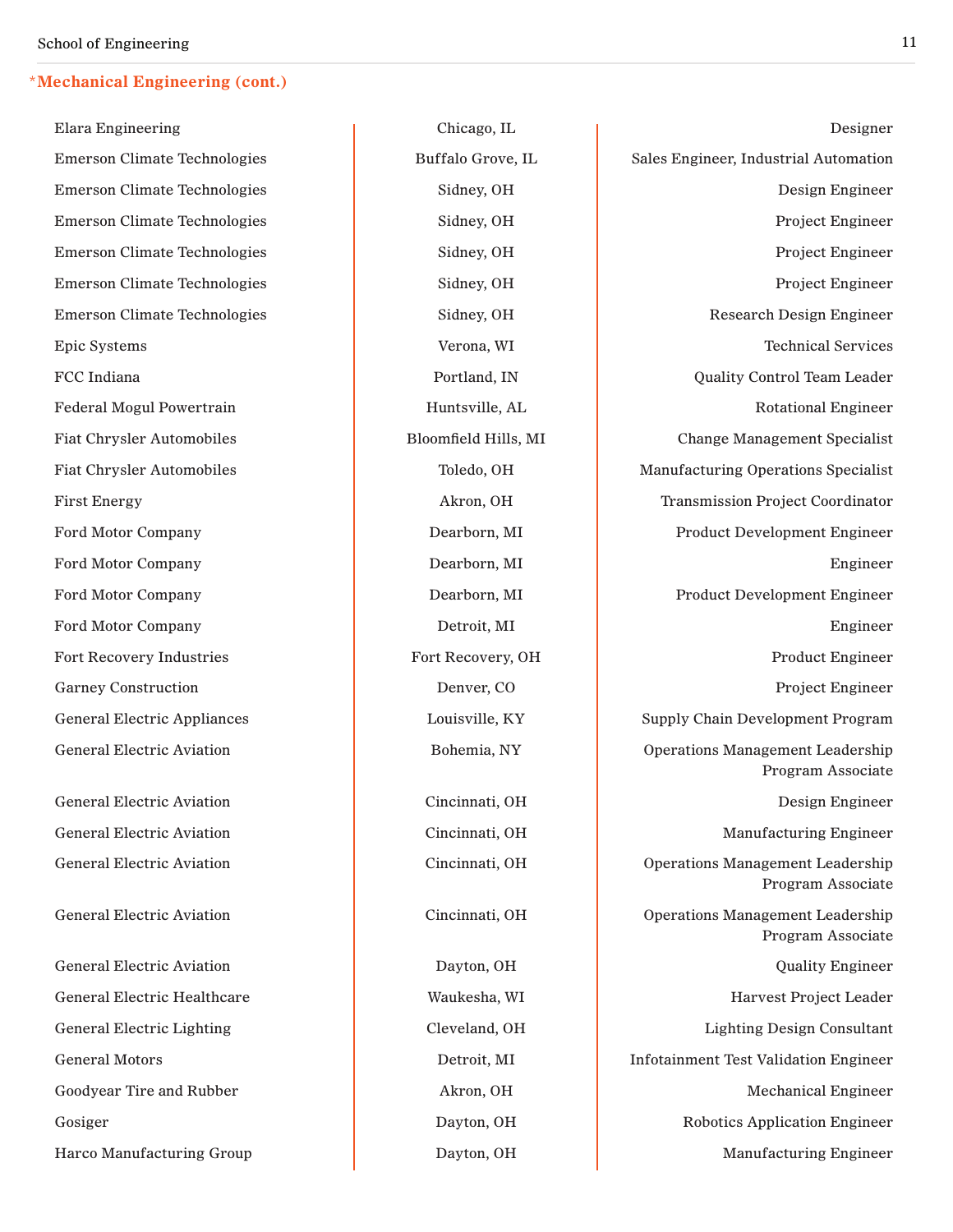## *Mechanical Engineering (cont.)

| Employer | Location | Position |
|---|---|---|
| Elara Engineering | Chicago, IL | Designer |
| Emerson Climate Technologies | Buffalo Grove, IL | Sales Engineer, Industrial Automation |
| Emerson Climate Technologies | Sidney, OH | Design Engineer |
| Emerson Climate Technologies | Sidney, OH | Project Engineer |
| Emerson Climate Technologies | Sidney, OH | Project Engineer |
| Emerson Climate Technologies | Sidney, OH | Project Engineer |
| Emerson Climate Technologies | Sidney, OH | Research Design Engineer |
| Epic Systems | Verona, WI | Technical Services |
| FCC Indiana | Portland, IN | Quality Control Team Leader |
| Federal Mogul Powertrain | Huntsville, AL | Rotational Engineer |
| Fiat Chrysler Automobiles | Bloomfield Hills, MI | Change Management Specialist |
| Fiat Chrysler Automobiles | Toledo, OH | Manufacturing Operations Specialist |
| First Energy | Akron, OH | Transmission Project Coordinator |
| Ford Motor Company | Dearborn, MI | Product Development Engineer |
| Ford Motor Company | Dearborn, MI | Engineer |
| Ford Motor Company | Dearborn, MI | Product Development Engineer |
| Ford Motor Company | Detroit, MI | Engineer |
| Fort Recovery Industries | Fort Recovery, OH | Product Engineer |
| Garney Construction | Denver, CO | Project Engineer |
| General Electric Appliances | Louisville, KY | Supply Chain Development Program |
| General Electric Aviation | Bohemia, NY | Operations Management Leadership Program Associate |
| General Electric Aviation | Cincinnati, OH | Design Engineer |
| General Electric Aviation | Cincinnati, OH | Manufacturing Engineer |
| General Electric Aviation | Cincinnati, OH | Operations Management Leadership Program Associate |
| General Electric Aviation | Cincinnati, OH | Operations Management Leadership Program Associate |
| General Electric Aviation | Dayton, OH | Quality Engineer |
| General Electric Healthcare | Waukesha, WI | Harvest Project Leader |
| General Electric Lighting | Cleveland, OH | Lighting Design Consultant |
| General Motors | Detroit, MI | Infotainment Test Validation Engineer |
| Goodyear Tire and Rubber | Akron, OH | Mechanical Engineer |
| Gosiger | Dayton, OH | Robotics Application Engineer |
| Harco Manufacturing Group | Dayton, OH | Manufacturing Engineer |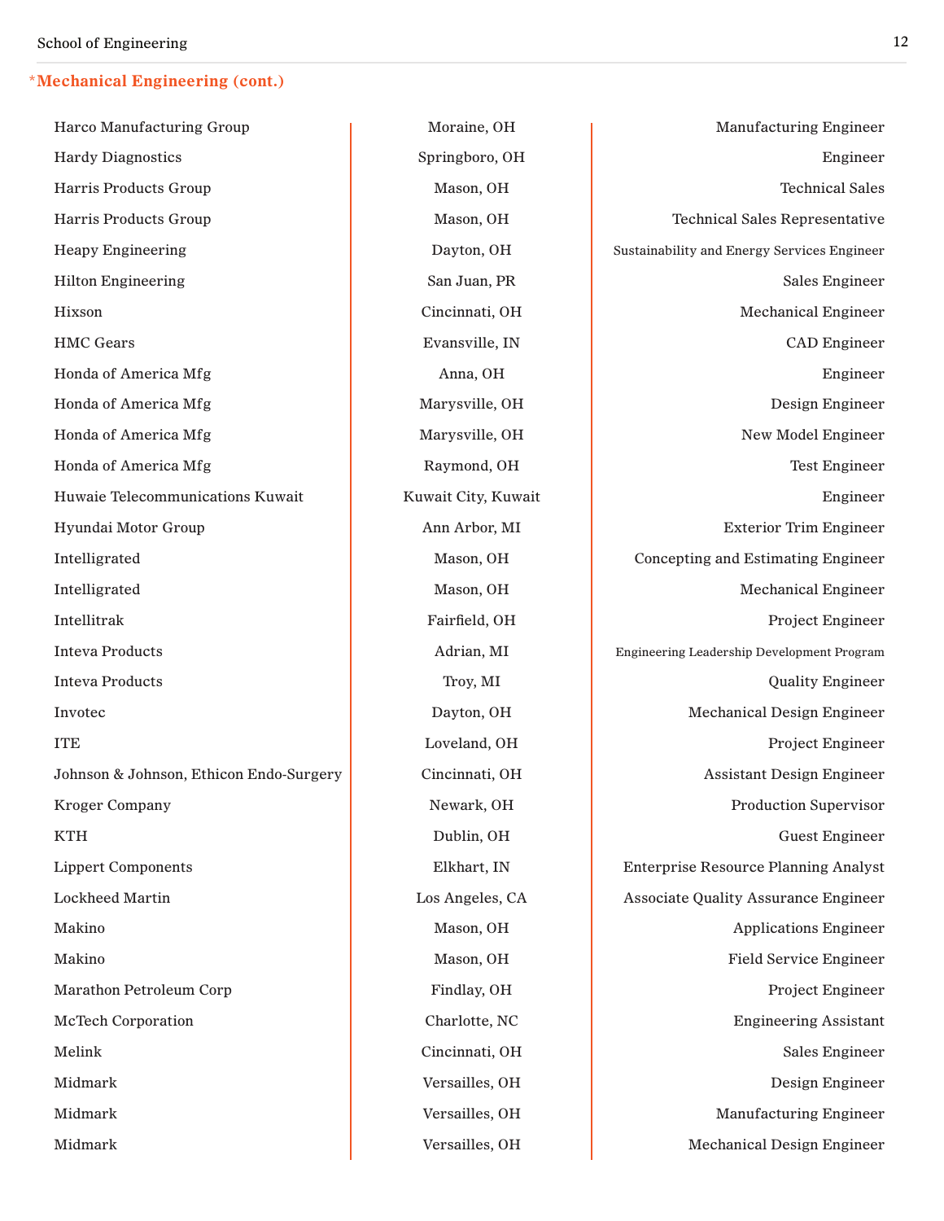## *Mechanical Engineering (cont.)

| Company | Location | Position |
|---|---|---|
| Harco Manufacturing Group | Moraine, OH | Manufacturing Engineer |
| Hardy Diagnostics | Springboro, OH | Engineer |
| Harris Products Group | Mason, OH | Technical Sales |
| Harris Products Group | Mason, OH | Technical Sales Representative |
| Heapy Engineering | Dayton, OH | Sustainability and Energy Services Engineer |
| Hilton Engineering | San Juan, PR | Sales Engineer |
| Hixson | Cincinnati, OH | Mechanical Engineer |
| HMC Gears | Evansville, IN | CAD Engineer |
| Honda of America Mfg | Anna, OH | Engineer |
| Honda of America Mfg | Marysville, OH | Design Engineer |
| Honda of America Mfg | Marysville, OH | New Model Engineer |
| Honda of America Mfg | Raymond, OH | Test Engineer |
| Huwaie Telecommunications Kuwait | Kuwait City, Kuwait | Engineer |
| Hyundai Motor Group | Ann Arbor, MI | Exterior Trim Engineer |
| Intelligrated | Mason, OH | Concepting and Estimating Engineer |
| Intelligrated | Mason, OH | Mechanical Engineer |
| Intellitrak | Fairfield, OH | Project Engineer |
| Inteva Products | Adrian, MI | Engineering Leadership Development Program |
| Inteva Products | Troy, MI | Quality Engineer |
| Invotec | Dayton, OH | Mechanical Design Engineer |
| ITE | Loveland, OH | Project Engineer |
| Johnson & Johnson, Ethicon Endo-Surgery | Cincinnati, OH | Assistant Design Engineer |
| Kroger Company | Newark, OH | Production Supervisor |
| KTH | Dublin, OH | Guest Engineer |
| Lippert Components | Elkhart, IN | Enterprise Resource Planning Analyst |
| Lockheed Martin | Los Angeles, CA | Associate Quality Assurance Engineer |
| Makino | Mason, OH | Applications Engineer |
| Makino | Mason, OH | Field Service Engineer |
| Marathon Petroleum Corp | Findlay, OH | Project Engineer |
| McTech Corporation | Charlotte, NC | Engineering Assistant |
| Melink | Cincinnati, OH | Sales Engineer |
| Midmark | Versailles, OH | Design Engineer |
| Midmark | Versailles, OH | Manufacturing Engineer |
| Midmark | Versailles, OH | Mechanical Design Engineer |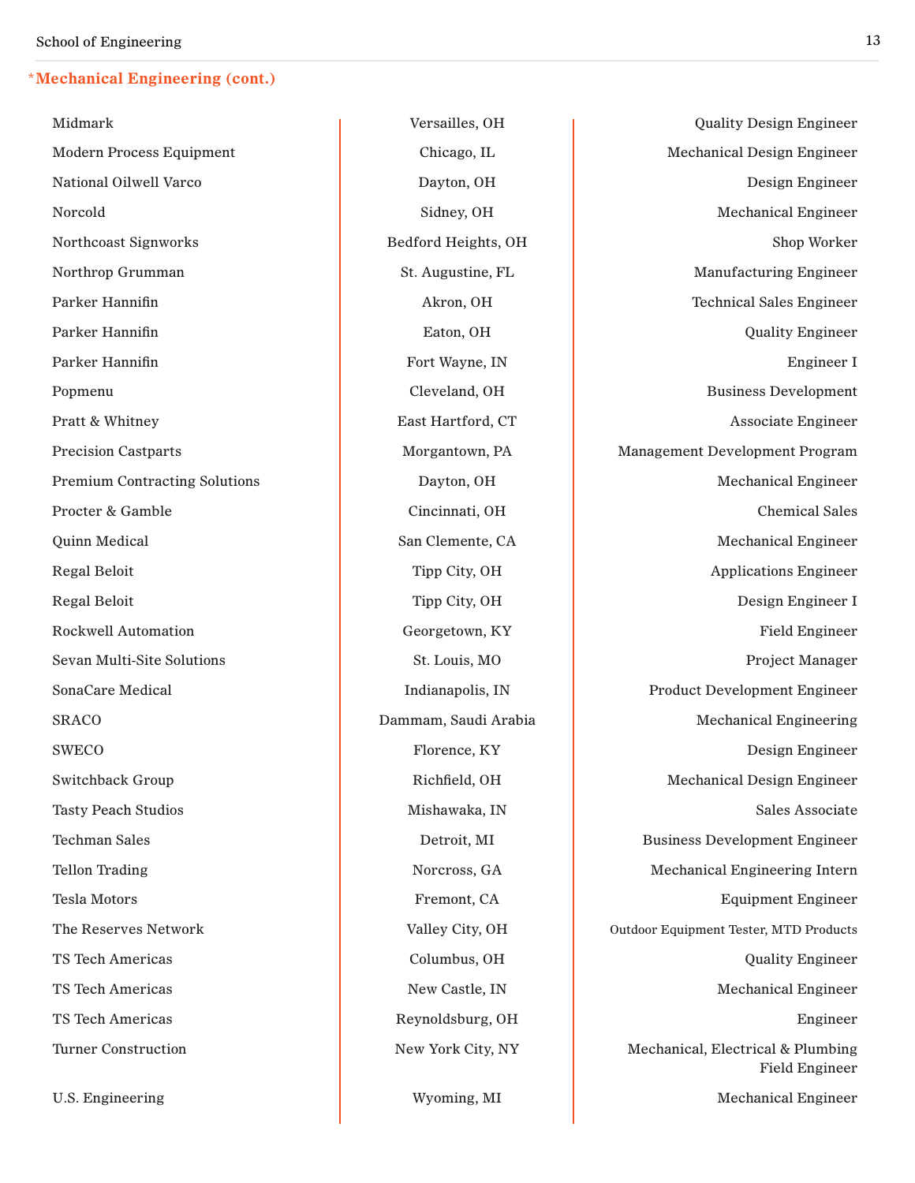## *Mechanical Engineering (cont.)

| Company | Location | Position |
|---|---|---|
| Midmark | Versailles, OH | Quality Design Engineer |
| Modern Process Equipment | Chicago, IL | Mechanical Design Engineer |
| National Oilwell Varco | Dayton, OH | Design Engineer |
| Norcold | Sidney, OH | Mechanical Engineer |
| Northcoast Signworks | Bedford Heights, OH | Shop Worker |
| Northrop Grumman | St. Augustine, FL | Manufacturing Engineer |
| Parker Hannifin | Akron, OH | Technical Sales Engineer |
| Parker Hannifin | Eaton, OH | Quality Engineer |
| Parker Hannifin | Fort Wayne, IN | Engineer I |
| Popmenu | Cleveland, OH | Business Development |
| Pratt & Whitney | East Hartford, CT | Associate Engineer |
| Precision Castparts | Morgantown, PA | Management Development Program |
| Premium Contracting Solutions | Dayton, OH | Mechanical Engineer |
| Procter & Gamble | Cincinnati, OH | Chemical Sales |
| Quinn Medical | San Clemente, CA | Mechanical Engineer |
| Regal Beloit | Tipp City, OH | Applications Engineer |
| Regal Beloit | Tipp City, OH | Design Engineer I |
| Rockwell Automation | Georgetown, KY | Field Engineer |
| Sevan Multi-Site Solutions | St. Louis, MO | Project Manager |
| SonaCare Medical | Indianapolis, IN | Product Development Engineer |
| SRACO | Dammam, Saudi Arabia | Mechanical Engineering |
| SWECO | Florence, KY | Design Engineer |
| Switchback Group | Richfield, OH | Mechanical Design Engineer |
| Tasty Peach Studios | Mishawaka, IN | Sales Associate |
| Techman Sales | Detroit, MI | Business Development Engineer |
| Tellon Trading | Norcross, GA | Mechanical Engineering Intern |
| Tesla Motors | Fremont, CA | Equipment Engineer |
| The Reserves Network | Valley City, OH | Outdoor Equipment Tester, MTD Products |
| TS Tech Americas | Columbus, OH | Quality Engineer |
| TS Tech Americas | New Castle, IN | Mechanical Engineer |
| TS Tech Americas | Reynoldsburg, OH | Engineer |
| Turner Construction | New York City, NY | Mechanical, Electrical & Plumbing Field Engineer |
| U.S. Engineering | Wyoming, MI | Mechanical Engineer |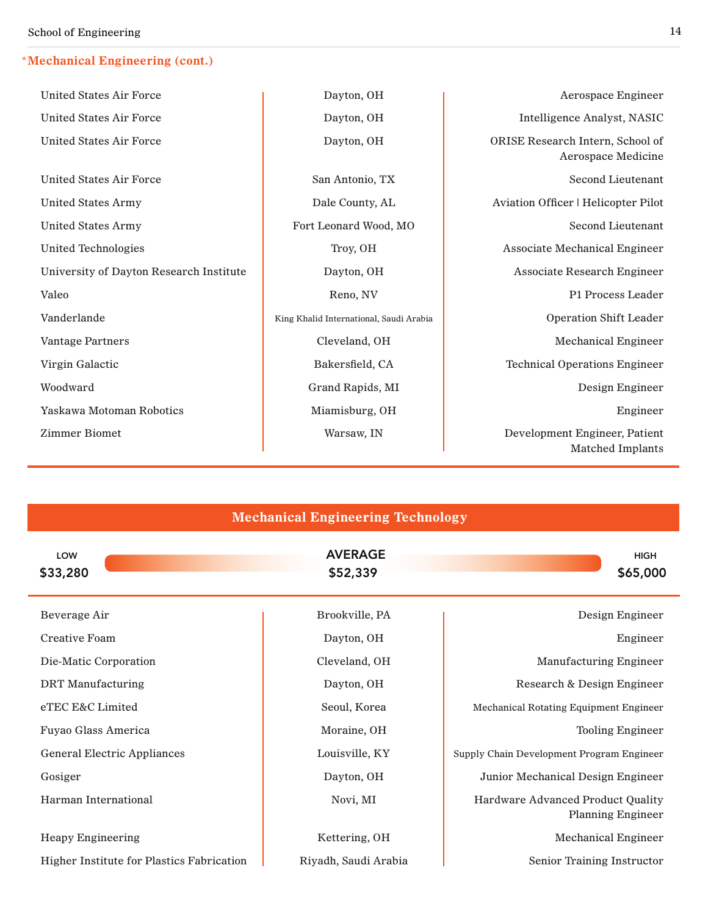## *Mechanical Engineering (cont.)

| | | |
|---|---|---|
| United States Air Force | Dayton, OH | Aerospace Engineer |
| United States Air Force | Dayton, OH | Intelligence Analyst, NASIC |
| United States Air Force | Dayton, OH | ORISE Research Intern, School of Aerospace Medicine |
| United States Air Force | San Antonio, TX | Second Lieutenant |
| United States Army | Dale County, AL | Aviation Officer \| Helicopter Pilot |
| United States Army | Fort Leonard Wood, MO | Second Lieutenant |
| United Technologies | Troy, OH | Associate Mechanical Engineer |
| University of Dayton Research Institute | Dayton, OH | Associate Research Engineer |
| Valeo | Reno, NV | P1 Process Leader |
| Vanderlande | King Khalid International, Saudi Arabia | Operation Shift Leader |
| Vantage Partners | Cleveland, OH | Mechanical Engineer |
| Virgin Galactic | Bakersfield, CA | Technical Operations Engineer |
| Woodward | Grand Rapids, MI | Design Engineer |
| Yaskawa Motoman Robotics | Miamisburg, OH | Engineer |
| Zimmer Biomet | Warsaw, IN | Development Engineer, Patient Matched Implants |

## Mechanical Engineering Technology

| LOW | AVERAGE | HIGH |
|---|---|---|
| $33,280 | $52,339 | $65,000 |

| | | |
|---|---|---|
| Beverage Air | Brookville, PA | Design Engineer |
| Creative Foam | Dayton, OH | Engineer |
| Die-Matic Corporation | Cleveland, OH | Manufacturing Engineer |
| DRT Manufacturing | Dayton, OH | Research & Design Engineer |
| eTEC E&C Limited | Seoul, Korea | Mechanical Rotating Equipment Engineer |
| Fuyao Glass America | Moraine, OH | Tooling Engineer |
| General Electric Appliances | Louisville, KY | Supply Chain Development Program Engineer |
| Gosiger | Dayton, OH | Junior Mechanical Design Engineer |
| Harman International | Novi, MI | Hardware Advanced Product Quality Planning Engineer |
| Heapy Engineering | Kettering, OH | Mechanical Engineer |
| Higher Institute for Plastics Fabrication | Riyadh, Saudi Arabia | Senior Training Instructor |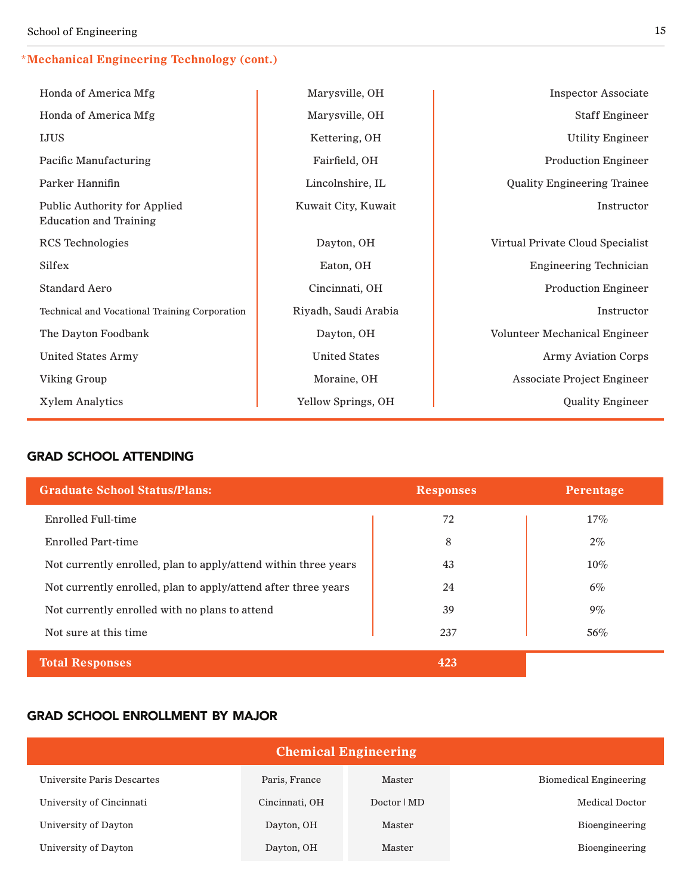## *Mechanical Engineering Technology (cont.)

| | | |
|---|---|---|
| Honda of America Mfg | Marysville, OH | Inspector Associate |
| Honda of America Mfg | Marysville, OH | Staff Engineer |
| IJUS | Kettering, OH | Utility Engineer |
| Pacific Manufacturing | Fairfield, OH | Production Engineer |
| Parker Hannifin | Lincolnshire, IL | Quality Engineering Trainee |
| Public Authority for Applied Education and Training | Kuwait City, Kuwait | Instructor |
| RCS Technologies | Dayton, OH | Virtual Private Cloud Specialist |
| Silfex | Eaton, OH | Engineering Technician |
| Standard Aero | Cincinnati, OH | Production Engineer |
| Technical and Vocational Training Corporation | Riyadh, Saudi Arabia | Instructor |
| The Dayton Foodbank | Dayton, OH | Volunteer Mechanical Engineer |
| United States Army | United States | Army Aviation Corps |
| Viking Group | Moraine, OH | Associate Project Engineer |
| Xylem Analytics | Yellow Springs, OH | Quality Engineer |

## GRAD SCHOOL ATTENDING

| Graduate School Status/Plans: | Responses | Perentage |
|---|---|---|
| Enrolled Full-time | 72 | 17% |
| Enrolled Part-time | 8 | 2% |
| Not currently enrolled, plan to apply/attend within three years | 43 | 10% |
| Not currently enrolled, plan to apply/attend after three years | 24 | 6% |
| Not currently enrolled with no plans to attend | 39 | 9% |
| Not sure at this time | 237 | 56% |
| **Total Responses** | **423** | |

## GRAD SCHOOL ENROLLMENT BY MAJOR

### Chemical Engineering

| | | | |
|---|---|---|---|
| Universite Paris Descartes | Paris, France | Master | Biomedical Engineering |
| University of Cincinnati | Cincinnati, OH | Doctor \| MD | Medical Doctor |
| University of Dayton | Dayton, OH | Master | Bioengineering |
| University of Dayton | Dayton, OH | Master | Bioengineering |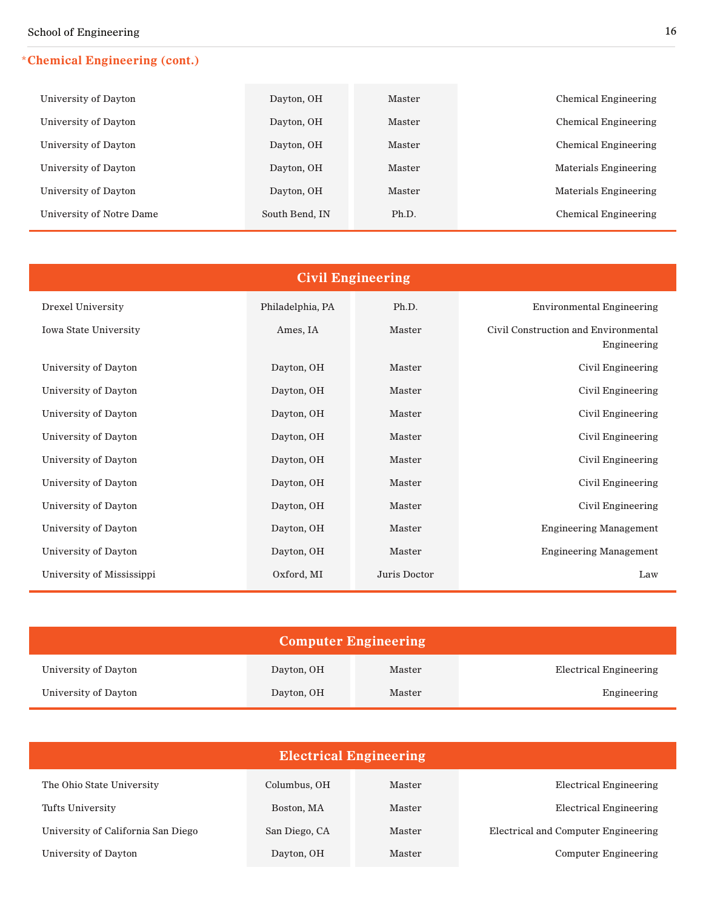## *Chemical Engineering (cont.)

| | | | |
|---|---|---|---|
| University of Dayton | Dayton, OH | Master | Chemical Engineering |
| University of Dayton | Dayton, OH | Master | Chemical Engineering |
| University of Dayton | Dayton, OH | Master | Chemical Engineering |
| University of Dayton | Dayton, OH | Master | Materials Engineering |
| University of Dayton | Dayton, OH | Master | Materials Engineering |
| University of Notre Dame | South Bend, IN | Ph.D. | Chemical Engineering |

## Civil Engineering

| | | | |
|---|---|---|---|
| Drexel University | Philadelphia, PA | Ph.D. | Environmental Engineering |
| Iowa State University | Ames, IA | Master | Civil Construction and Environmental Engineering |
| University of Dayton | Dayton, OH | Master | Civil Engineering |
| University of Dayton | Dayton, OH | Master | Civil Engineering |
| University of Dayton | Dayton, OH | Master | Civil Engineering |
| University of Dayton | Dayton, OH | Master | Civil Engineering |
| University of Dayton | Dayton, OH | Master | Civil Engineering |
| University of Dayton | Dayton, OH | Master | Civil Engineering |
| University of Dayton | Dayton, OH | Master | Civil Engineering |
| University of Dayton | Dayton, OH | Master | Engineering Management |
| University of Dayton | Dayton, OH | Master | Engineering Management |
| University of Mississippi | Oxford, MI | Juris Doctor | Law |

## Computer Engineering

| | | | |
|---|---|---|---|
| University of Dayton | Dayton, OH | Master | Electrical Engineering |
| University of Dayton | Dayton, OH | Master | Engineering |

## Electrical Engineering

| | | | |
|---|---|---|---|
| The Ohio State University | Columbus, OH | Master | Electrical Engineering |
| Tufts University | Boston, MA | Master | Electrical Engineering |
| University of California San Diego | San Diego, CA | Master | Electrical and Computer Engineering |
| University of Dayton | Dayton, OH | Master | Computer Engineering |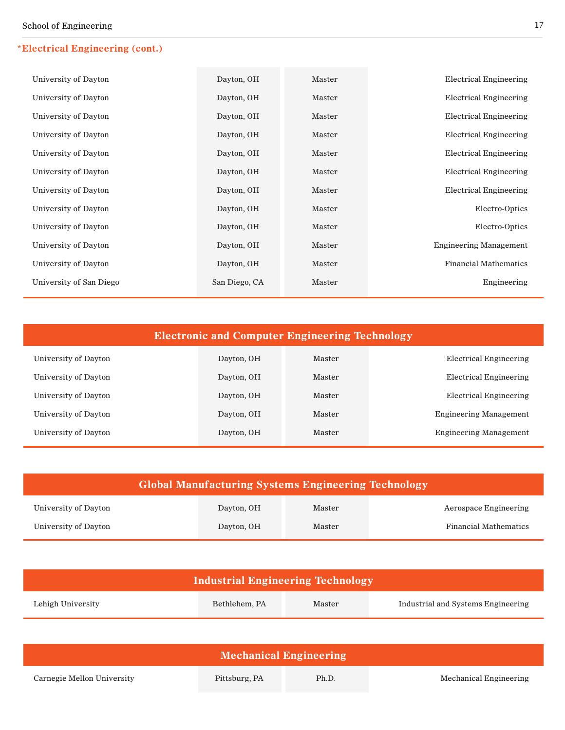## *Electrical Engineering (cont.)

| | | | |
|---|---|---|---|
| University of Dayton | Dayton, OH | Master | Electrical Engineering |
| University of Dayton | Dayton, OH | Master | Electrical Engineering |
| University of Dayton | Dayton, OH | Master | Electrical Engineering |
| University of Dayton | Dayton, OH | Master | Electrical Engineering |
| University of Dayton | Dayton, OH | Master | Electrical Engineering |
| University of Dayton | Dayton, OH | Master | Electrical Engineering |
| University of Dayton | Dayton, OH | Master | Electrical Engineering |
| University of Dayton | Dayton, OH | Master | Electro-Optics |
| University of Dayton | Dayton, OH | Master | Electro-Optics |
| University of Dayton | Dayton, OH | Master | Engineering Management |
| University of Dayton | Dayton, OH | Master | Financial Mathematics |
| University of San Diego | San Diego, CA | Master | Engineering |

## Electronic and Computer Engineering Technology

| | | | |
|---|---|---|---|
| University of Dayton | Dayton, OH | Master | Electrical Engineering |
| University of Dayton | Dayton, OH | Master | Electrical Engineering |
| University of Dayton | Dayton, OH | Master | Electrical Engineering |
| University of Dayton | Dayton, OH | Master | Engineering Management |
| University of Dayton | Dayton, OH | Master | Engineering Management |

## Global Manufacturing Systems Engineering Technology

| | | | |
|---|---|---|---|
| University of Dayton | Dayton, OH | Master | Aerospace Engineering |
| University of Dayton | Dayton, OH | Master | Financial Mathematics |

## Industrial Engineering Technology

| | | | |
|---|---|---|---|
| Lehigh University | Bethlehem, PA | Master | Industrial and Systems Engineering |

## Mechanical Engineering

| | | | |
|---|---|---|---|
| Carnegie Mellon University | Pittsburg, PA | Ph.D. | Mechanical Engineering |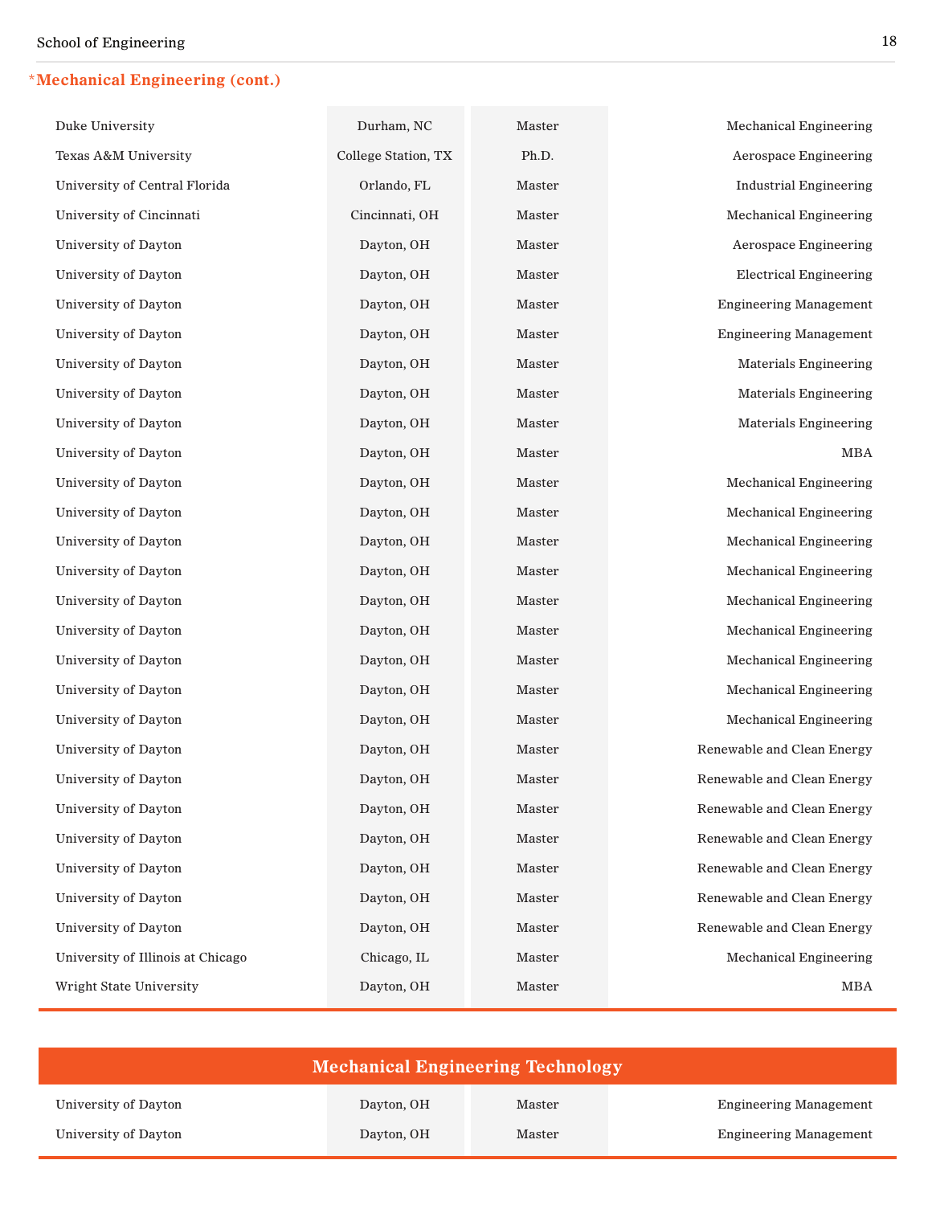## *Mechanical Engineering (cont.)

| | | | |
|---|---|---|---|
| Duke University | Durham, NC | Master | Mechanical Engineering |
| Texas A&M University | College Station, TX | Ph.D. | Aerospace Engineering |
| University of Central Florida | Orlando, FL | Master | Industrial Engineering |
| University of Cincinnati | Cincinnati, OH | Master | Mechanical Engineering |
| University of Dayton | Dayton, OH | Master | Aerospace Engineering |
| University of Dayton | Dayton, OH | Master | Electrical Engineering |
| University of Dayton | Dayton, OH | Master | Engineering Management |
| University of Dayton | Dayton, OH | Master | Engineering Management |
| University of Dayton | Dayton, OH | Master | Materials Engineering |
| University of Dayton | Dayton, OH | Master | Materials Engineering |
| University of Dayton | Dayton, OH | Master | Materials Engineering |
| University of Dayton | Dayton, OH | Master | MBA |
| University of Dayton | Dayton, OH | Master | Mechanical Engineering |
| University of Dayton | Dayton, OH | Master | Mechanical Engineering |
| University of Dayton | Dayton, OH | Master | Mechanical Engineering |
| University of Dayton | Dayton, OH | Master | Mechanical Engineering |
| University of Dayton | Dayton, OH | Master | Mechanical Engineering |
| University of Dayton | Dayton, OH | Master | Mechanical Engineering |
| University of Dayton | Dayton, OH | Master | Mechanical Engineering |
| University of Dayton | Dayton, OH | Master | Mechanical Engineering |
| University of Dayton | Dayton, OH | Master | Mechanical Engineering |
| University of Dayton | Dayton, OH | Master | Renewable and Clean Energy |
| University of Dayton | Dayton, OH | Master | Renewable and Clean Energy |
| University of Dayton | Dayton, OH | Master | Renewable and Clean Energy |
| University of Dayton | Dayton, OH | Master | Renewable and Clean Energy |
| University of Dayton | Dayton, OH | Master | Renewable and Clean Energy |
| University of Dayton | Dayton, OH | Master | Renewable and Clean Energy |
| University of Dayton | Dayton, OH | Master | Renewable and Clean Energy |
| University of Illinois at Chicago | Chicago, IL | Master | Mechanical Engineering |
| Wright State University | Dayton, OH | Master | MBA |

## Mechanical Engineering Technology

| | | | |
|---|---|---|---|
| University of Dayton | Dayton, OH | Master | Engineering Management |
| University of Dayton | Dayton, OH | Master | Engineering Management |